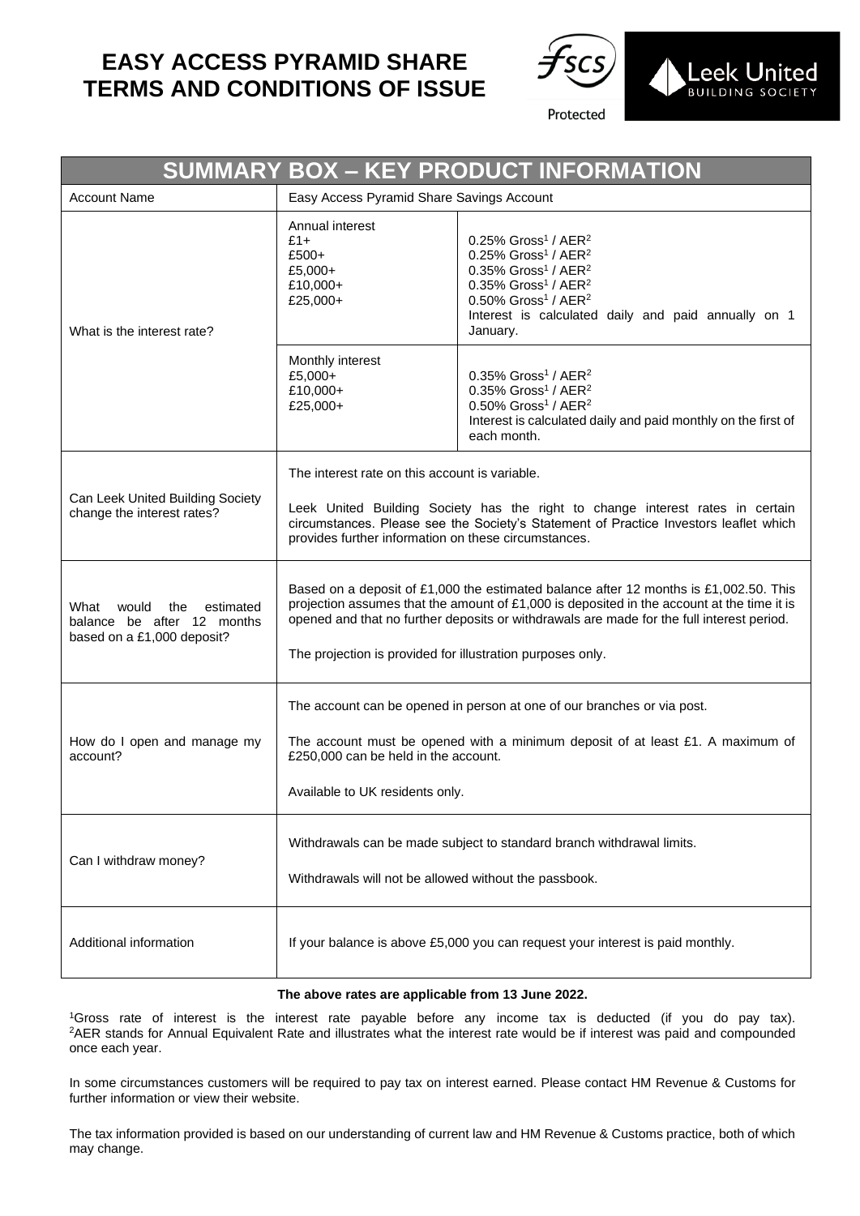# EASY ACCESS PYRAMID SHARE TERMS AND CONDITIONS OF ISSUE

## SUMMARY BOX – KEY PRODUCT INFORMATION

| | | |
|---|---|---|
| Account Name | Easy Access Pyramid Share Savings Account | |
| What is the interest rate? | Annual interest<br>£1+<br>£500+<br>£5,000+<br>£10,000+<br>£25,000+ | 0.25% Gross[1] / AER[2]<br>0.25% Gross[1] / AER[2]<br>0.35% Gross[1] / AER[2]<br>0.35% Gross[1] / AER[2]<br>0.50% Gross[1] / AER[2]<br>Interest is calculated daily and paid annually on 1 January. |
| | Monthly interest<br>£5,000+<br>£10,000+<br>£25,000+ | 0.35% Gross[1] / AER[2]<br>0.35% Gross[1] / AER[2]<br>0.50% Gross[1] / AER[2]<br>Interest is calculated daily and paid monthly on the first of each month. |
| Can Leek United Building Society change the interest rates? | The interest rate on this account is variable.<br><br>Leek United Building Society has the right to change interest rates in certain circumstances. Please see the Society's Statement of Practice Investors leaflet which provides further information on these circumstances. | |
| What would the estimated balance be after 12 months based on a £1,000 deposit? | Based on a deposit of £1,000 the estimated balance after 12 months is £1,002.50. This projection assumes that the amount of £1,000 is deposited in the account at the time it is opened and that no further deposits or withdrawals are made for the full interest period.<br><br>The projection is provided for illustration purposes only. | |
| How do I open and manage my account? | The account can be opened in person at one of our branches or via post.<br><br>The account must be opened with a minimum deposit of at least £1. A maximum of £250,000 can be held in the account.<br><br>Available to UK residents only. | |
| Can I withdraw money? | Withdrawals can be made subject to standard branch withdrawal limits.<br><br>Withdrawals will not be allowed without the passbook. | |
| Additional information | If your balance is above £5,000 you can request your interest is paid monthly. | |

**The above rates are applicable from 13 June 2022.**

[1]Gross rate of interest is the interest rate payable before any income tax is deducted (if you do pay tax).
[2]AER stands for Annual Equivalent Rate and illustrates what the interest rate would be if interest was paid and compounded once each year.

In some circumstances customers will be required to pay tax on interest earned. Please contact HM Revenue & Customs for further information or view their website.

The tax information provided is based on our understanding of current law and HM Revenue & Customs practice, both of which may change.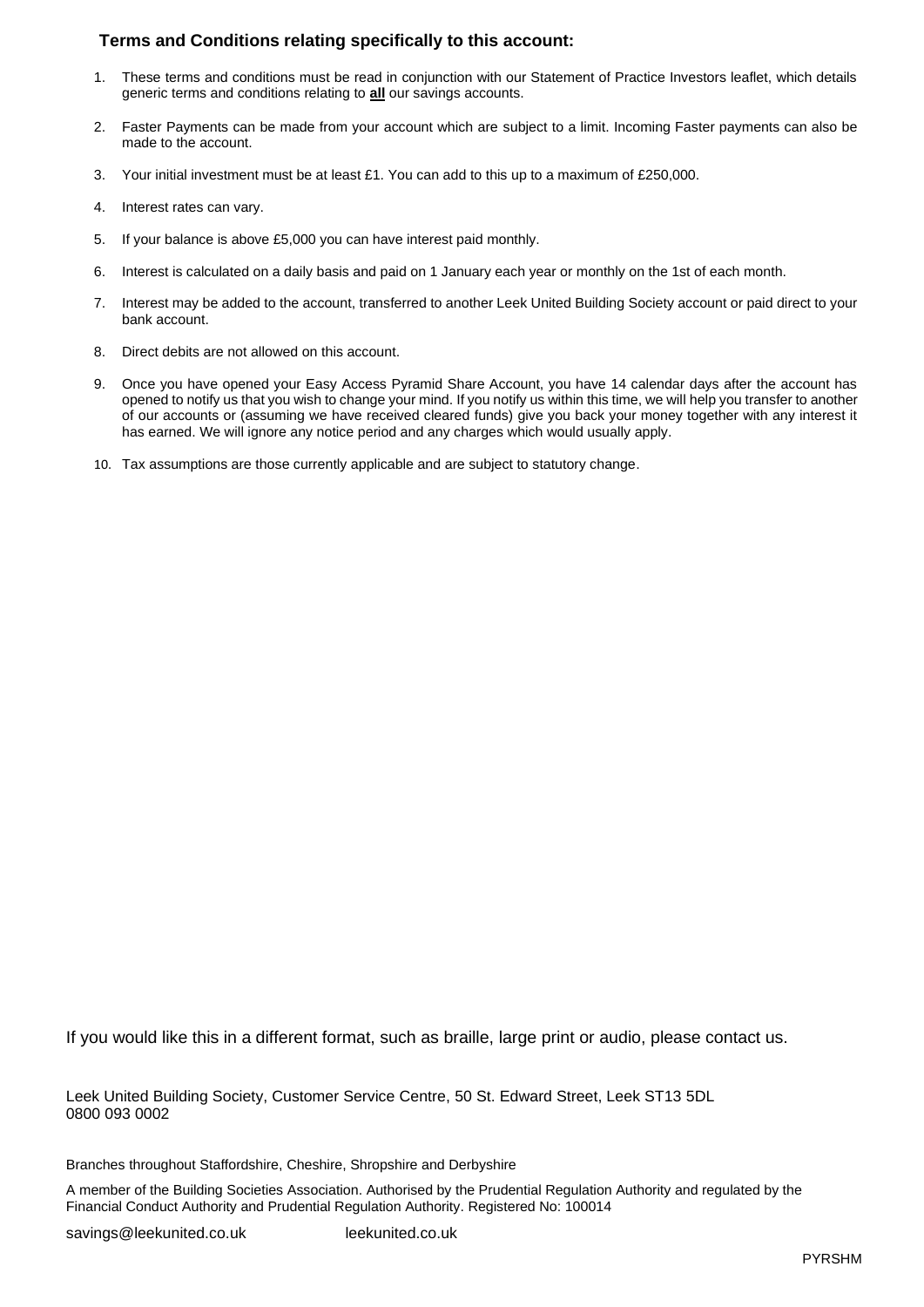## Terms and Conditions relating specifically to this account:

1. These terms and conditions must be read in conjunction with our Statement of Practice Investors leaflet, which details generic terms and conditions relating to **all** our savings accounts.

2. Faster Payments can be made from your account which are subject to a limit. Incoming Faster payments can also be made to the account.

3. Your initial investment must be at least £1. You can add to this up to a maximum of £250,000.

4. Interest rates can vary.

5. If your balance is above £5,000 you can have interest paid monthly.

6. Interest is calculated on a daily basis and paid on 1 January each year or monthly on the 1st of each month.

7. Interest may be added to the account, transferred to another Leek United Building Society account or paid direct to your bank account.

8. Direct debits are not allowed on this account.

9. Once you have opened your Easy Access Pyramid Share Account, you have 14 calendar days after the account has opened to notify us that you wish to change your mind. If you notify us within this time, we will help you transfer to another of our accounts or (assuming we have received cleared funds) give you back your money together with any interest it has earned. We will ignore any notice period and any charges which would usually apply.

10. Tax assumptions are those currently applicable and are subject to statutory change.

If you would like this in a different format, such as braille, large print or audio, please contact us.

Leek United Building Society, Customer Service Centre, 50 St. Edward Street, Leek ST13 5DL
0800 093 0002

Branches throughout Staffordshire, Cheshire, Shropshire and Derbyshire

A member of the Building Societies Association. Authorised by the Prudential Regulation Authority and regulated by the Financial Conduct Authority and Prudential Regulation Authority. Registered No: 100014

savings@leekunited.co.uk leekunited.co.uk

PYRSHM